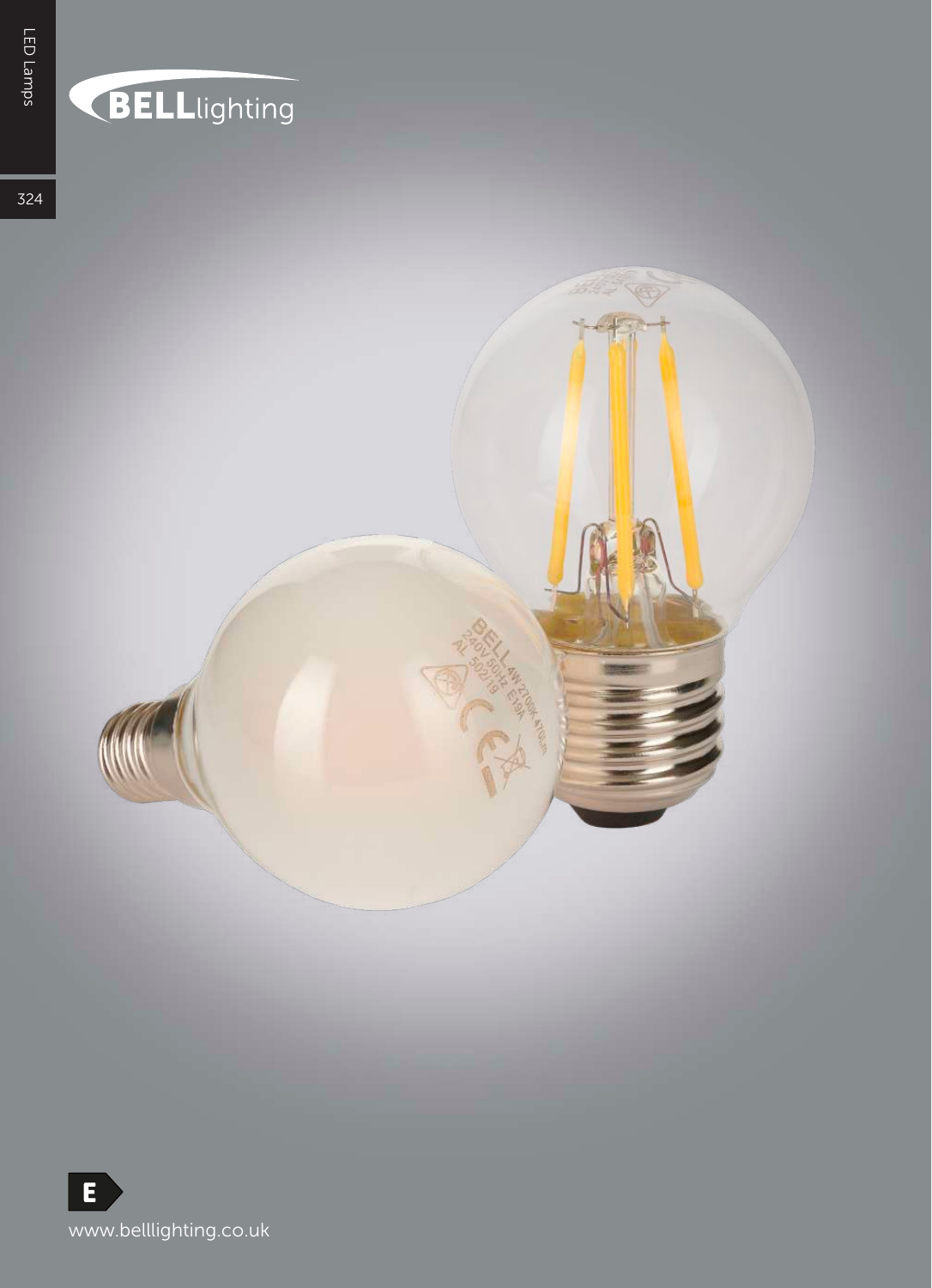BELLlighting

E

www.belllighting.co.uk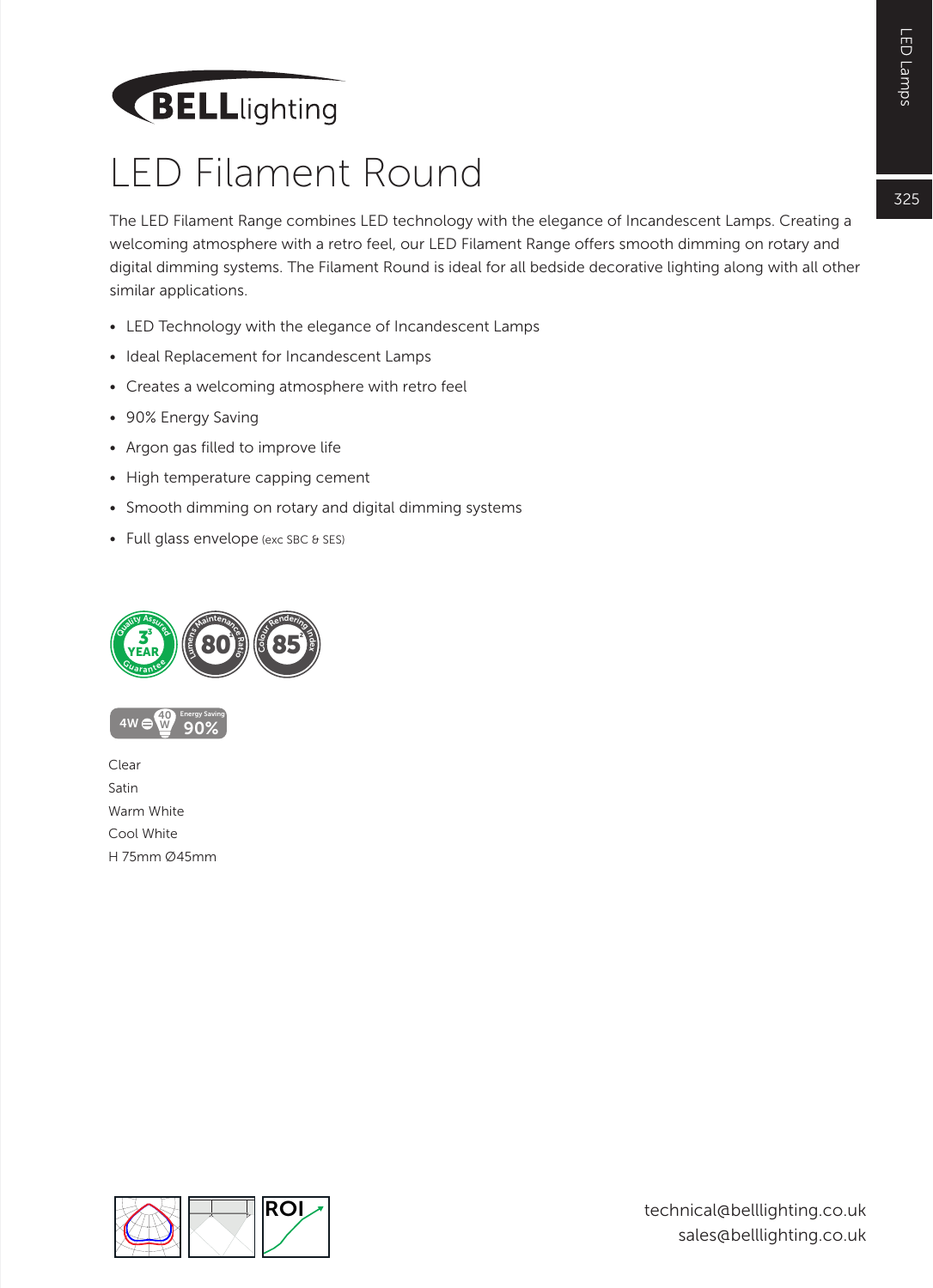# LED Filament Round

The LED Filament Range combines LED technology with the elegance of Incandescent Lamps. Creating a welcoming atmosphere with a retro feel, our LED Filament Range offers smooth dimming on rotary and digital dimming systems. The Filament Round is ideal for all bedside decorative lighting along with all other similar applications.

- LED Technology with the elegance of Incandescent Lamps
- Ideal Replacement for Incandescent Lamps
- Creates a welcoming atmosphere with retro feel
- 90% Energy Saving
- Argon gas filled to improve life
- High temperature capping cement
- Smooth dimming on rotary and digital dimming systems
- Full glass envelope (exc SBC & SES)

Clear
Satin
Warm White
Cool White
H 75mm Ø45mm

technical@belllighting.co.uk
sales@belllighting.co.uk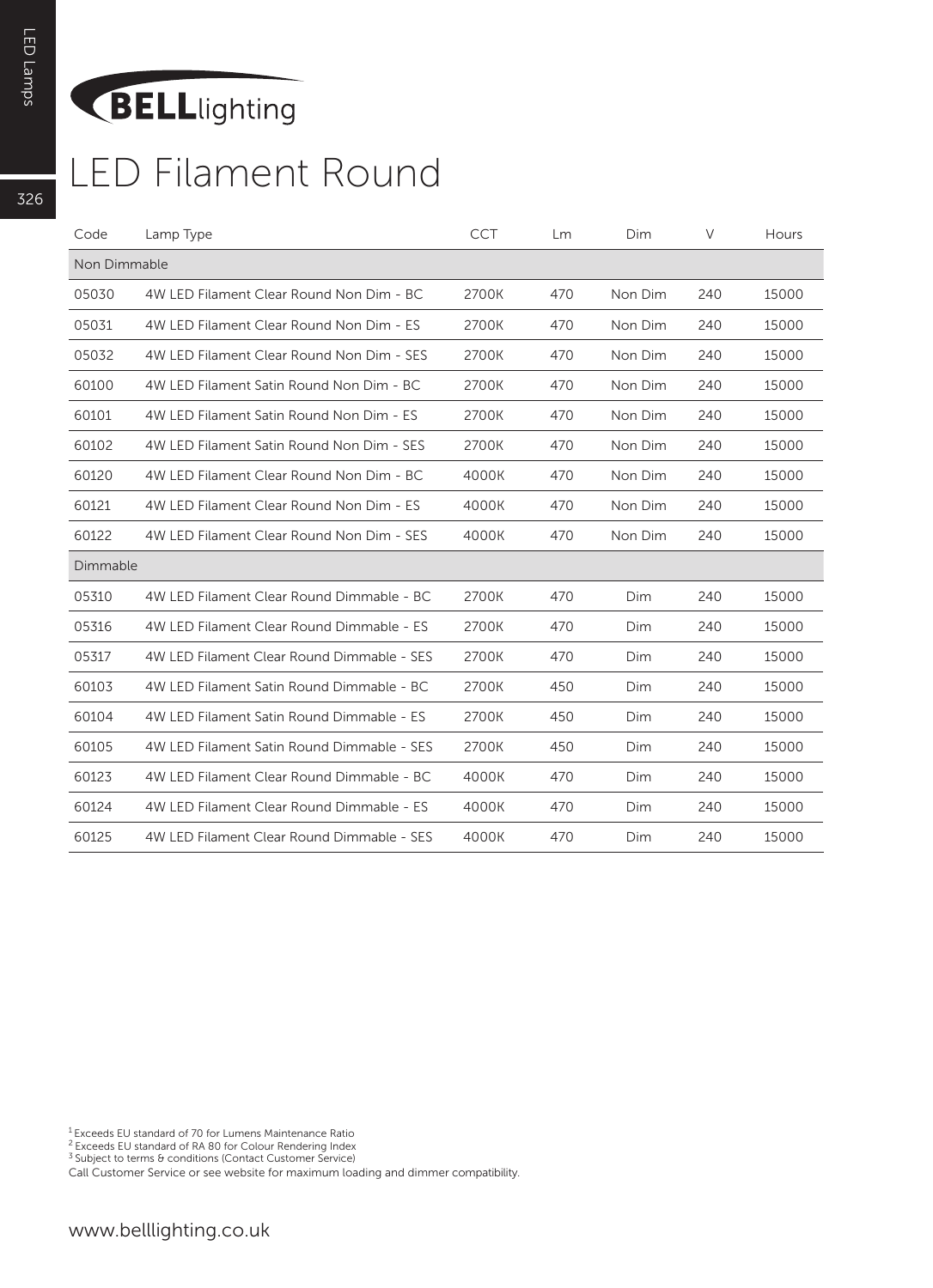BELLlighting

# LED Filament Round

| Code | Lamp Type | CCT | Lm | Dim | V | Hours |
|---|---|---|---|---|---|---|
| Non Dimmable | | | | | | |
| 05030 | 4W LED Filament Clear Round Non Dim - BC | 2700K | 470 | Non Dim | 240 | 15000 |
| 05031 | 4W LED Filament Clear Round Non Dim - ES | 2700K | 470 | Non Dim | 240 | 15000 |
| 05032 | 4W LED Filament Clear Round Non Dim - SES | 2700K | 470 | Non Dim | 240 | 15000 |
| 60100 | 4W LED Filament Satin Round Non Dim - BC | 2700K | 470 | Non Dim | 240 | 15000 |
| 60101 | 4W LED Filament Satin Round Non Dim - ES | 2700K | 470 | Non Dim | 240 | 15000 |
| 60102 | 4W LED Filament Satin Round Non Dim - SES | 2700K | 470 | Non Dim | 240 | 15000 |
| 60120 | 4W LED Filament Clear Round Non Dim - BC | 4000K | 470 | Non Dim | 240 | 15000 |
| 60121 | 4W LED Filament Clear Round Non Dim - ES | 4000K | 470 | Non Dim | 240 | 15000 |
| 60122 | 4W LED Filament Clear Round Non Dim - SES | 4000K | 470 | Non Dim | 240 | 15000 |
| Dimmable | | | | | | |
| 05310 | 4W LED Filament Clear Round Dimmable - BC | 2700K | 470 | Dim | 240 | 15000 |
| 05316 | 4W LED Filament Clear Round Dimmable - ES | 2700K | 470 | Dim | 240 | 15000 |
| 05317 | 4W LED Filament Clear Round Dimmable - SES | 2700K | 470 | Dim | 240 | 15000 |
| 60103 | 4W LED Filament Satin Round Dimmable - BC | 2700K | 450 | Dim | 240 | 15000 |
| 60104 | 4W LED Filament Satin Round Dimmable - ES | 2700K | 450 | Dim | 240 | 15000 |
| 60105 | 4W LED Filament Satin Round Dimmable - SES | 2700K | 450 | Dim | 240 | 15000 |
| 60123 | 4W LED Filament Clear Round Dimmable - BC | 4000K | 470 | Dim | 240 | 15000 |
| 60124 | 4W LED Filament Clear Round Dimmable - ES | 4000K | 470 | Dim | 240 | 15000 |
| 60125 | 4W LED Filament Clear Round Dimmable - SES | 4000K | 470 | Dim | 240 | 15000 |

[1] Exceeds EU standard of 70 for Lumens Maintenance Ratio
[2] Exceeds EU standard of RA 80 for Colour Rendering Index
[3] Subject to terms & conditions (Contact Customer Service)
Call Customer Service or see website for maximum loading and dimmer compatibility.

www.belllighting.co.uk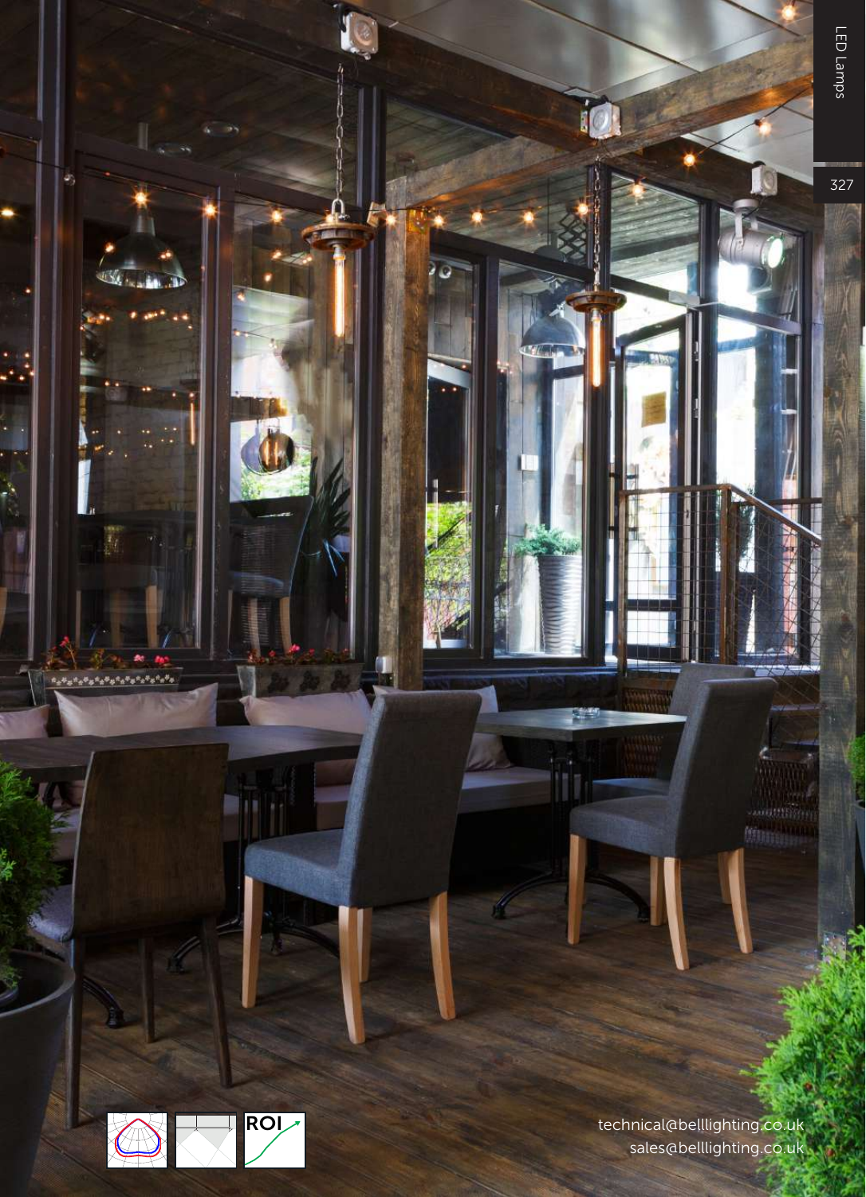technical@belllighting.co.uk
sales@belllighting.co.uk